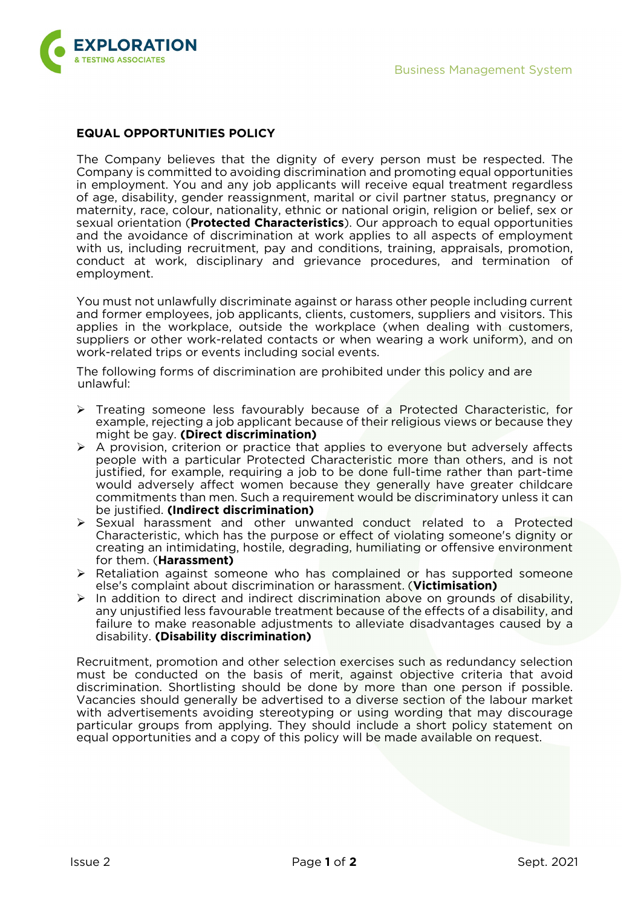# EQUAL OPPORTUNITIES POLICY

The Company believes that the dignity of every person must be respected. The Company is committed to avoiding discrimination and promoting equal opportunities in employment. You and any job applicants will receive equal treatment regardless of age, disability, gender reassignment, marital or civil partner status, pregnancy or maternity, race, colour, nationality, ethnic or national origin, religion or belief, sex or sexual orientation (**Protected Characteristics**). Our approach to equal opportunities and the avoidance of discrimination at work applies to all aspects of employment with us, including recruitment, pay and conditions, training, appraisals, promotion, conduct at work, disciplinary and grievance procedures, and termination of employment.

You must not unlawfully discriminate against or harass other people including current and former employees, job applicants, clients, customers, suppliers and visitors. This applies in the workplace, outside the workplace (when dealing with customers, suppliers or other work-related contacts or when wearing a work uniform), and on work-related trips or events including social events.

The following forms of discrimination are prohibited under this policy and are unlawful:

- Treating someone less favourably because of a Protected Characteristic, for example, rejecting a job applicant because of their religious views or because they might be gay. **(Direct discrimination)**
- A provision, criterion or practice that applies to everyone but adversely affects people with a particular Protected Characteristic more than others, and is not justified, for example, requiring a job to be done full-time rather than part-time would adversely affect women because they generally have greater childcare commitments than men. Such a requirement would be discriminatory unless it can be justified. **(Indirect discrimination)**
- Sexual harassment and other unwanted conduct related to a Protected Characteristic, which has the purpose or effect of violating someone's dignity or creating an intimidating, hostile, degrading, humiliating or offensive environment for them. (**Harassment)**
- Retaliation against someone who has complained or has supported someone else's complaint about discrimination or harassment. (**Victimisation)**
- In addition to direct and indirect discrimination above on grounds of disability, any unjustified less favourable treatment because of the effects of a disability, and failure to make reasonable adjustments to alleviate disadvantages caused by a disability. **(Disability discrimination)**

Recruitment, promotion and other selection exercises such as redundancy selection must be conducted on the basis of merit, against objective criteria that avoid discrimination. Shortlisting should be done by more than one person if possible. Vacancies should generally be advertised to a diverse section of the labour market with advertisements avoiding stereotyping or using wording that may discourage particular groups from applying. They should include a short policy statement on equal opportunities and a copy of this policy will be made available on request.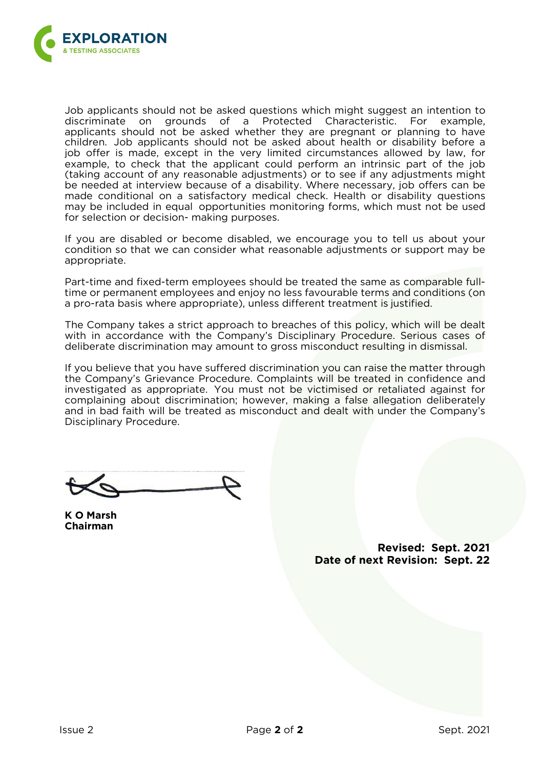Job applicants should not be asked questions which might suggest an intention to discriminate on grounds of a Protected Characteristic. For example, applicants should not be asked whether they are pregnant or planning to have children. Job applicants should not be asked about health or disability before a job offer is made, except in the very limited circumstances allowed by law, for example, to check that the applicant could perform an intrinsic part of the job (taking account of any reasonable adjustments) or to see if any adjustments might be needed at interview because of a disability. Where necessary, job offers can be made conditional on a satisfactory medical check. Health or disability questions may be included in equal opportunities monitoring forms, which must not be used for selection or decision- making purposes.

If you are disabled or become disabled, we encourage you to tell us about your condition so that we can consider what reasonable adjustments or support may be appropriate.

Part-time and fixed-term employees should be treated the same as comparable full-time or permanent employees and enjoy no less favourable terms and conditions (on a pro-rata basis where appropriate), unless different treatment is justified.

The Company takes a strict approach to breaches of this policy, which will be dealt with in accordance with the Company's Disciplinary Procedure. Serious cases of deliberate discrimination may amount to gross misconduct resulting in dismissal.

If you believe that you have suffered discrimination you can raise the matter through the Company's Grievance Procedure. Complaints will be treated in confidence and investigated as appropriate. You must not be victimised or retaliated against for complaining about discrimination; however, making a false allegation deliberately and in bad faith will be treated as misconduct and dealt with under the Company's Disciplinary Procedure.

**K O Marsh**
**Chairman**

**Revised: Sept. 2021**
**Date of next Revision: Sept. 22**